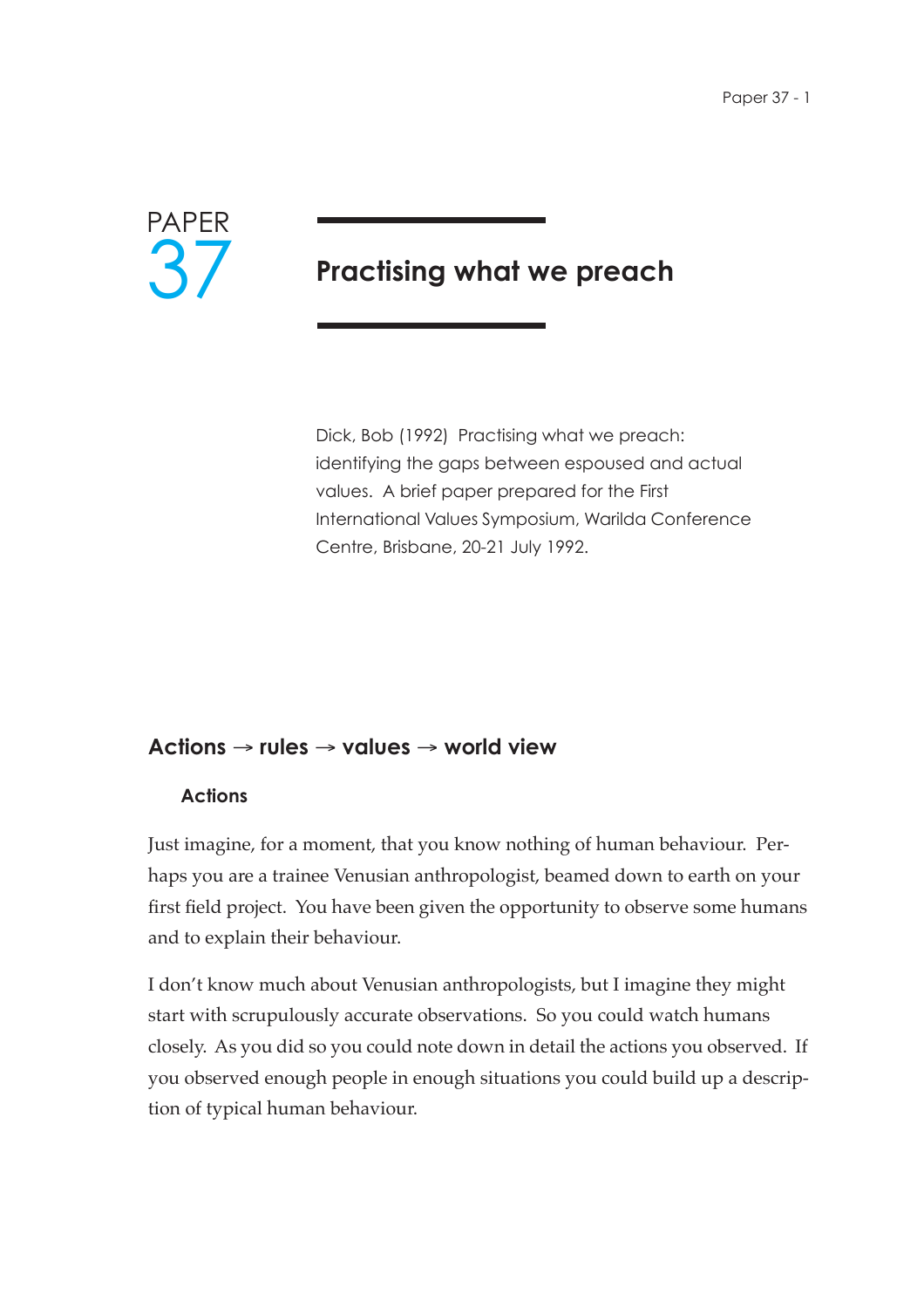# PAPER 37

# Practising what we preach

Dick, Bob (1992) Practising what we preach: identifying the gaps between espoused and actual values. A brief paper prepared for the First International Values Symposium, Warilda Conference Centre, Brisbane, 20-21 July 1992.

## Actions → rules → values → world view

### Actions

Just imagine, for a moment, that you know nothing of human behaviour. Perhaps you are a trainee Venusian anthropologist, beamed down to earth on your first field project. You have been given the opportunity to observe some humans and to explain their behaviour.

I don't know much about Venusian anthropologists, but I imagine they might start with scrupulously accurate observations. So you could watch humans closely. As you did so you could note down in detail the actions you observed. If you observed enough people in enough situations you could build up a description of typical human behaviour.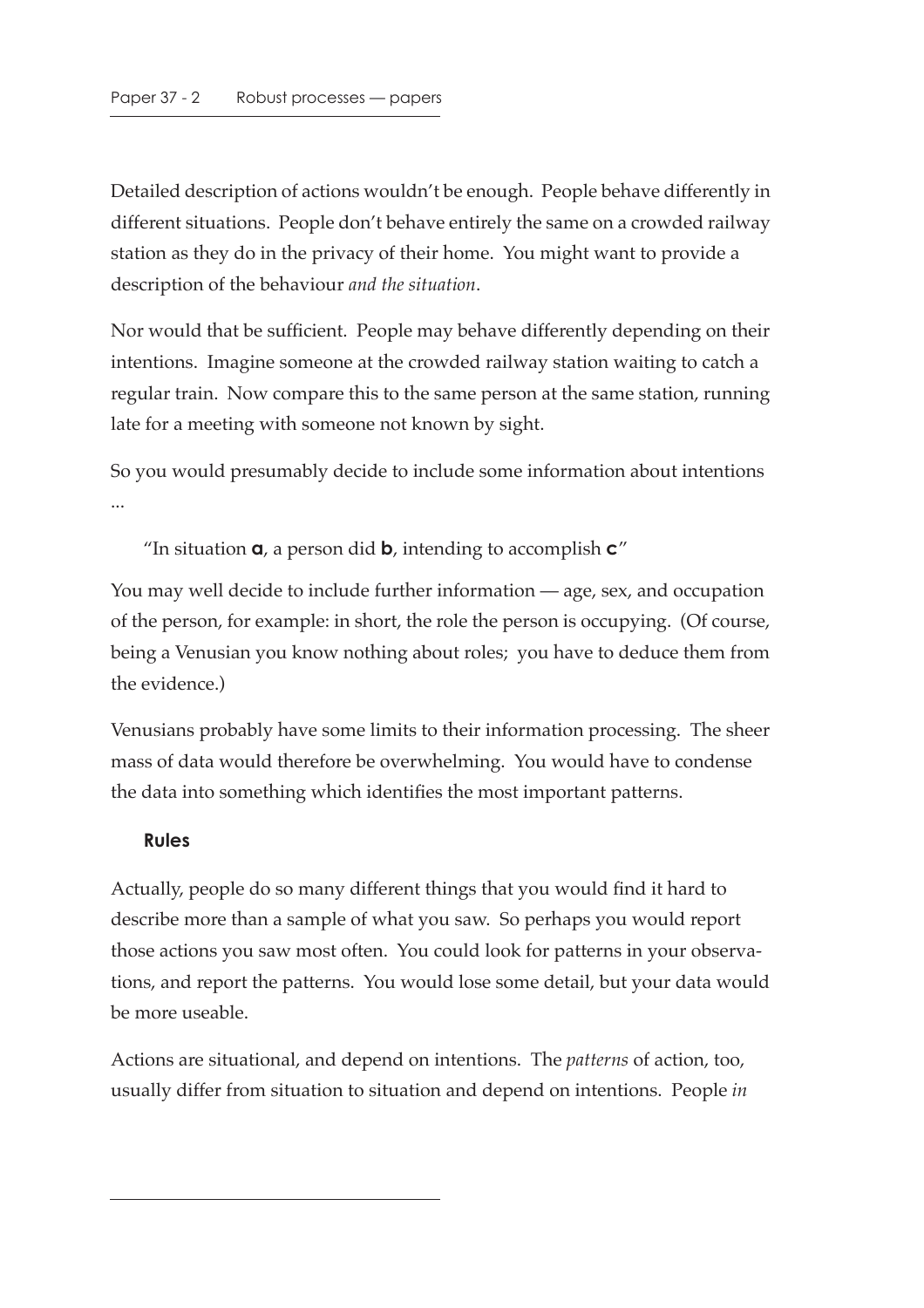Detailed description of actions wouldn't be enough. People behave differently in different situations. People don't behave entirely the same on a crowded railway station as they do in the privacy of their home. You might want to provide a description of the behaviour *and the situation*.

Nor would that be sufficient. People may behave differently depending on their intentions. Imagine someone at the crowded railway station waiting to catch a regular train. Now compare this to the same person at the same station, running late for a meeting with someone not known by sight.

So you would presumably decide to include some information about intentions ...

> "In situation **a**, a person did **b**, intending to accomplish **c**"

You may well decide to include further information — age, sex, and occupation of the person, for example: in short, the role the person is occupying. (Of course, being a Venusian you know nothing about roles; you have to deduce them from the evidence.)

Venusians probably have some limits to their information processing. The sheer mass of data would therefore be overwhelming. You would have to condense the data into something which identifies the most important patterns.

### Rules

Actually, people do so many different things that you would find it hard to describe more than a sample of what you saw. So perhaps you would report those actions you saw most often. You could look for patterns in your observations, and report the patterns. You would lose some detail, but your data would be more useable.

Actions are situational, and depend on intentions. The *patterns* of action, too, usually differ from situation to situation and depend on intentions. People *in*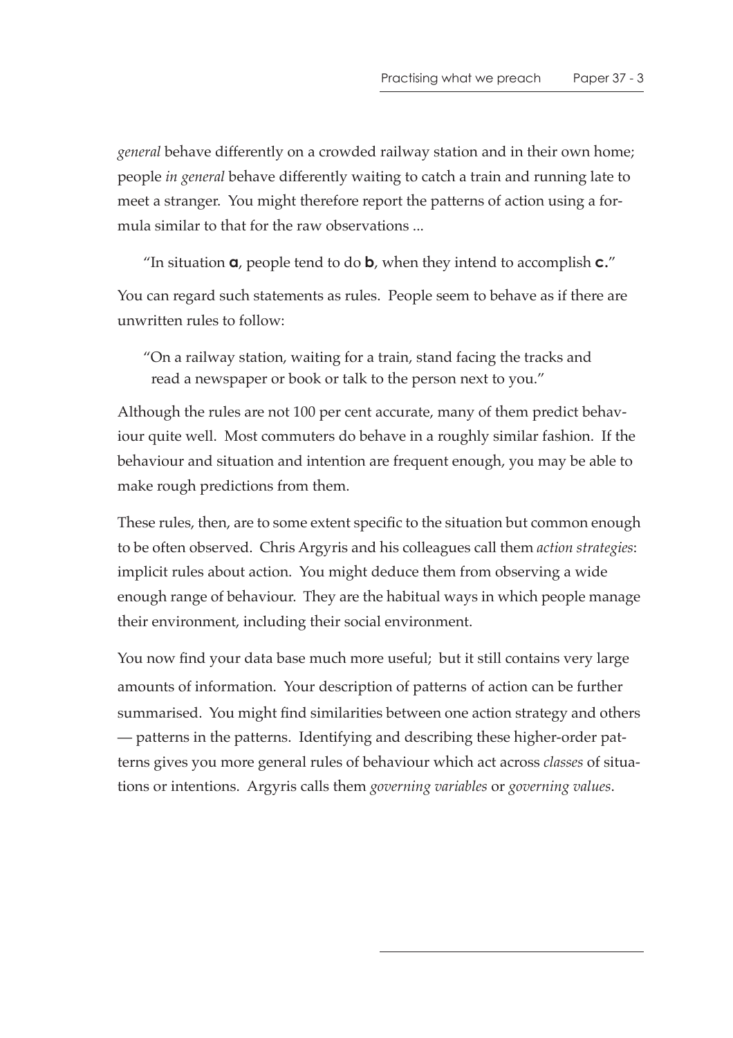*general* behave differently on a crowded railway station and in their own home; people *in general* behave differently waiting to catch a train and running late to meet a stranger. You might therefore report the patterns of action using a formula similar to that for the raw observations ...

> "In situation **a**, people tend to do **b**, when they intend to accomplish **c.**"

You can regard such statements as rules. People seem to behave as if there are unwritten rules to follow:

> "On a railway station, waiting for a train, stand facing the tracks and read a newspaper or book or talk to the person next to you."

Although the rules are not 100 per cent accurate, many of them predict behaviour quite well. Most commuters do behave in a roughly similar fashion. If the behaviour and situation and intention are frequent enough, you may be able to make rough predictions from them.

These rules, then, are to some extent specific to the situation but common enough to be often observed. Chris Argyris and his colleagues call them *action strategies*: implicit rules about action. You might deduce them from observing a wide enough range of behaviour. They are the habitual ways in which people manage their environment, including their social environment.

You now find your data base much more useful; but it still contains very large amounts of information. Your description of patterns of action can be further summarised. You might find similarities between one action strategy and others — patterns in the patterns. Identifying and describing these higher-order patterns gives you more general rules of behaviour which act across *classes* of situations or intentions. Argyris calls them *governing variables* or *governing values*.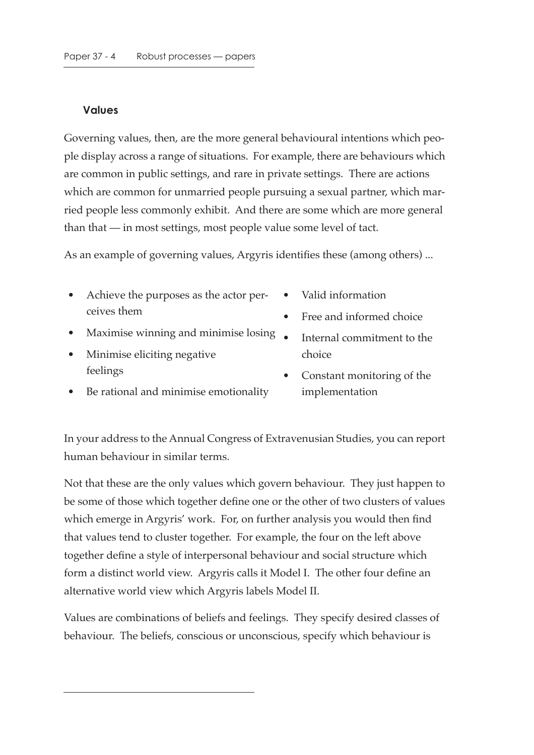### Values

Governing values, then, are the more general behavioural intentions which people display across a range of situations. For example, there are behaviours which are common in public settings, and rare in private settings. There are actions which are common for unmarried people pursuing a sexual partner, which married people less commonly exhibit. And there are some which are more general than that — in most settings, most people value some level of tact.

As an example of governing values, Argyris identifies these (among others) ...

- Achieve the purposes as the actor perceives them
- Maximise winning and minimise losing
- Minimise eliciting negative feelings
- Be rational and minimise emotionality

- Valid information
- Free and informed choice
- Internal commitment to the choice
- Constant monitoring of the implementation

In your address to the Annual Congress of Extravenusian Studies, you can report human behaviour in similar terms.

Not that these are the only values which govern behaviour. They just happen to be some of those which together define one or the other of two clusters of values which emerge in Argyris' work. For, on further analysis you would then find that values tend to cluster together. For example, the four on the left above together define a style of interpersonal behaviour and social structure which form a distinct world view. Argyris calls it Model I. The other four define an alternative world view which Argyris labels Model II.

Values are combinations of beliefs and feelings. They specify desired classes of behaviour. The beliefs, conscious or unconscious, specify which behaviour is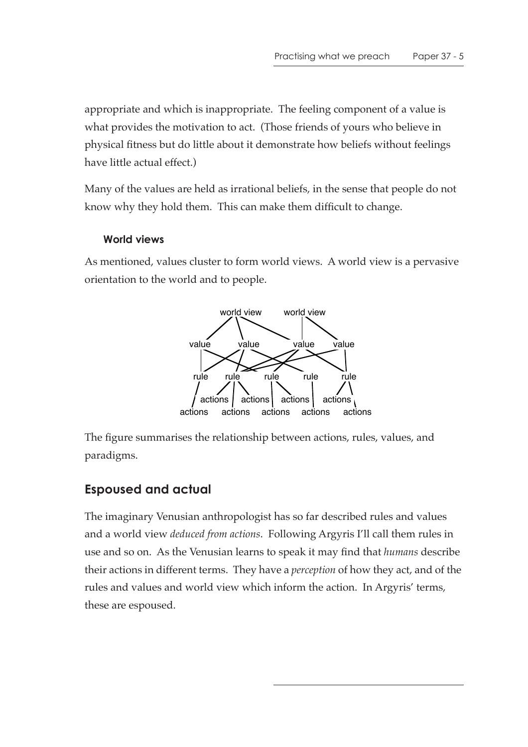appropriate and which is inappropriate. The feeling component of a value is what provides the motivation to act. (Those friends of yours who believe in physical fitness but do little about it demonstrate how beliefs without feelings have little actual effect.)

Many of the values are held as irrational beliefs, in the sense that people do not know why they hold them. This can make them difficult to change.

### World views

As mentioned, values cluster to form world views. A world view is a pervasive orientation to the world and to people.

The figure summarises the relationship between actions, rules, values, and paradigms.

## Espoused and actual

The imaginary Venusian anthropologist has so far described rules and values and a world view *deduced from actions*. Following Argyris I'll call them rules in use and so on. As the Venusian learns to speak it may find that *humans* describe their actions in different terms. They have a *perception* of how they act, and of the rules and values and world view which inform the action. In Argyris' terms, these are espoused.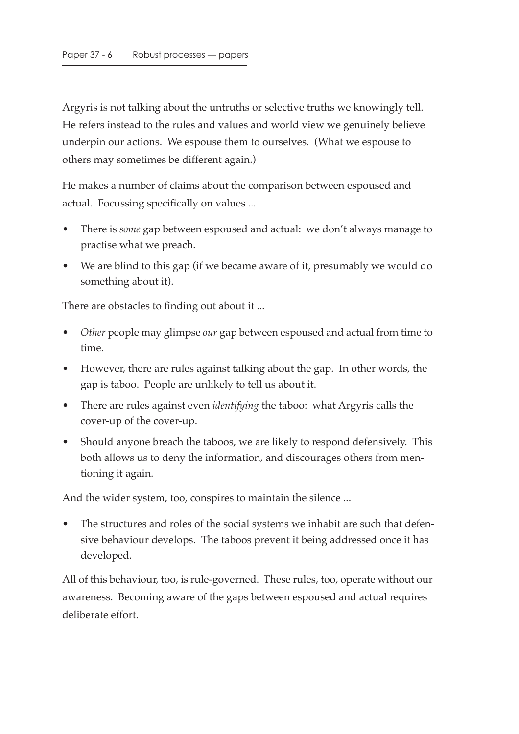Argyris is not talking about the untruths or selective truths we knowingly tell. He refers instead to the rules and values and world view we genuinely believe underpin our actions. We espouse them to ourselves. (What we espouse to others may sometimes be different again.)

He makes a number of claims about the comparison between espoused and actual. Focussing specifically on values ...

- There is *some* gap between espoused and actual: we don't always manage to practise what we preach.
- We are blind to this gap (if we became aware of it, presumably we would do something about it).

There are obstacles to finding out about it ...

- *Other* people may glimpse *our* gap between espoused and actual from time to time.
- However, there are rules against talking about the gap. In other words, the gap is taboo. People are unlikely to tell us about it.
- There are rules against even *identifying* the taboo: what Argyris calls the cover-up of the cover-up.
- Should anyone breach the taboos, we are likely to respond defensively. This both allows us to deny the information, and discourages others from mentioning it again.

And the wider system, too, conspires to maintain the silence ...

- The structures and roles of the social systems we inhabit are such that defensive behaviour develops. The taboos prevent it being addressed once it has developed.

All of this behaviour, too, is rule-governed. These rules, too, operate without our awareness. Becoming aware of the gaps between espoused and actual requires deliberate effort.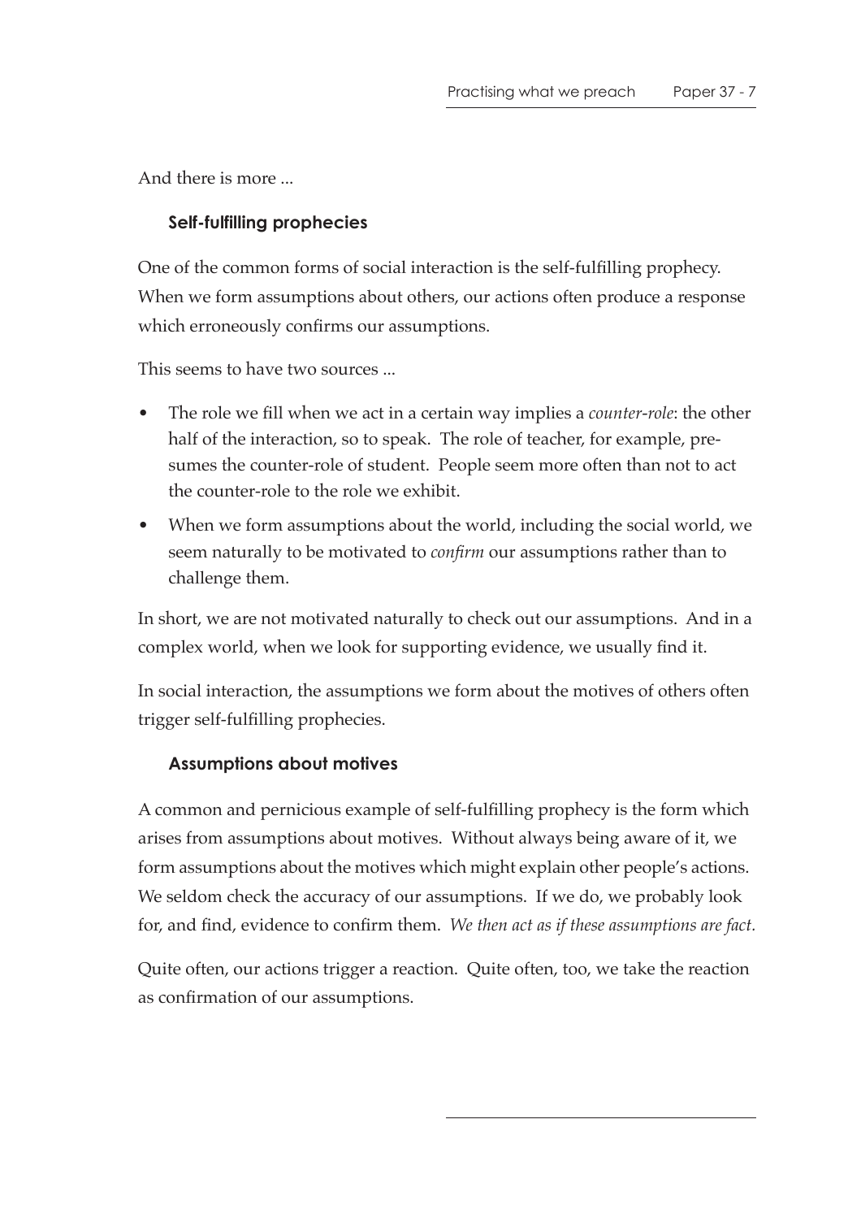And there is more ...

### Self-fulfilling prophecies

One of the common forms of social interaction is the self-fulfilling prophecy. When we form assumptions about others, our actions often produce a response which erroneously confirms our assumptions.

This seems to have two sources ...

- The role we fill when we act in a certain way implies a *counter-role*: the other half of the interaction, so to speak. The role of teacher, for example, presumes the counter-role of student. People seem more often than not to act the counter-role to the role we exhibit.
- When we form assumptions about the world, including the social world, we seem naturally to be motivated to *confirm* our assumptions rather than to challenge them.

In short, we are not motivated naturally to check out our assumptions. And in a complex world, when we look for supporting evidence, we usually find it.

In social interaction, the assumptions we form about the motives of others often trigger self-fulfilling prophecies.

### Assumptions about motives

A common and pernicious example of self-fulfilling prophecy is the form which arises from assumptions about motives. Without always being aware of it, we form assumptions about the motives which might explain other people's actions. We seldom check the accuracy of our assumptions. If we do, we probably look for, and find, evidence to confirm them. *We then act as if these assumptions are fact.*

Quite often, our actions trigger a reaction. Quite often, too, we take the reaction as confirmation of our assumptions.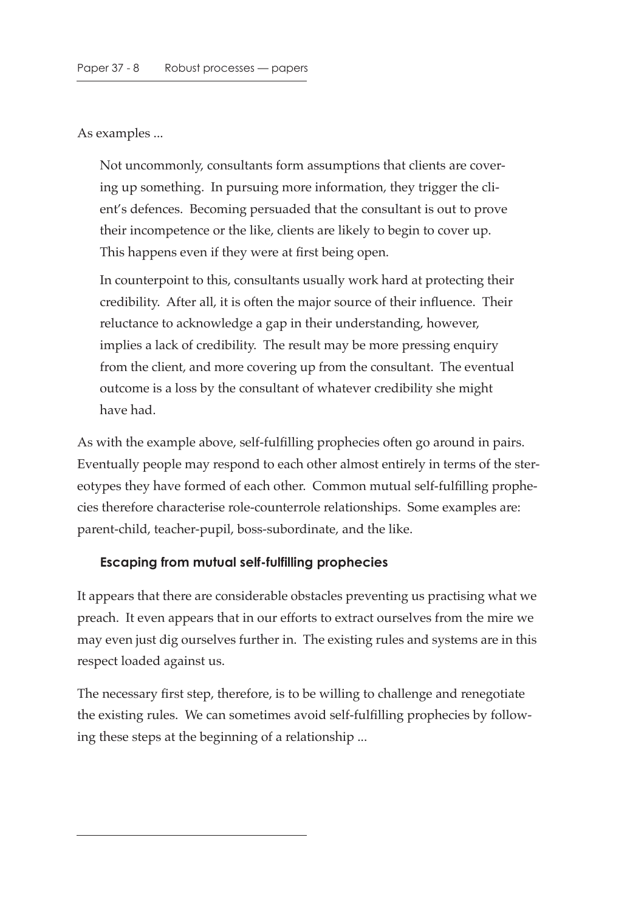As examples ...

> Not uncommonly, consultants form assumptions that clients are covering up something. In pursuing more information, they trigger the client's defences. Becoming persuaded that the consultant is out to prove their incompetence or the like, clients are likely to begin to cover up. This happens even if they were at first being open.
>
> In counterpoint to this, consultants usually work hard at protecting their credibility. After all, it is often the major source of their influence. Their reluctance to acknowledge a gap in their understanding, however, implies a lack of credibility. The result may be more pressing enquiry from the client, and more covering up from the consultant. The eventual outcome is a loss by the consultant of whatever credibility she might have had.

As with the example above, self-fulfilling prophecies often go around in pairs. Eventually people may respond to each other almost entirely in terms of the stereotypes they have formed of each other. Common mutual self-fulfilling prophecies therefore characterise role-counterrole relationships. Some examples are: parent-child, teacher-pupil, boss-subordinate, and the like.

### Escaping from mutual self-fulfilling prophecies

It appears that there are considerable obstacles preventing us practising what we preach. It even appears that in our efforts to extract ourselves from the mire we may even just dig ourselves further in. The existing rules and systems are in this respect loaded against us.

The necessary first step, therefore, is to be willing to challenge and renegotiate the existing rules. We can sometimes avoid self-fulfilling prophecies by following these steps at the beginning of a relationship ...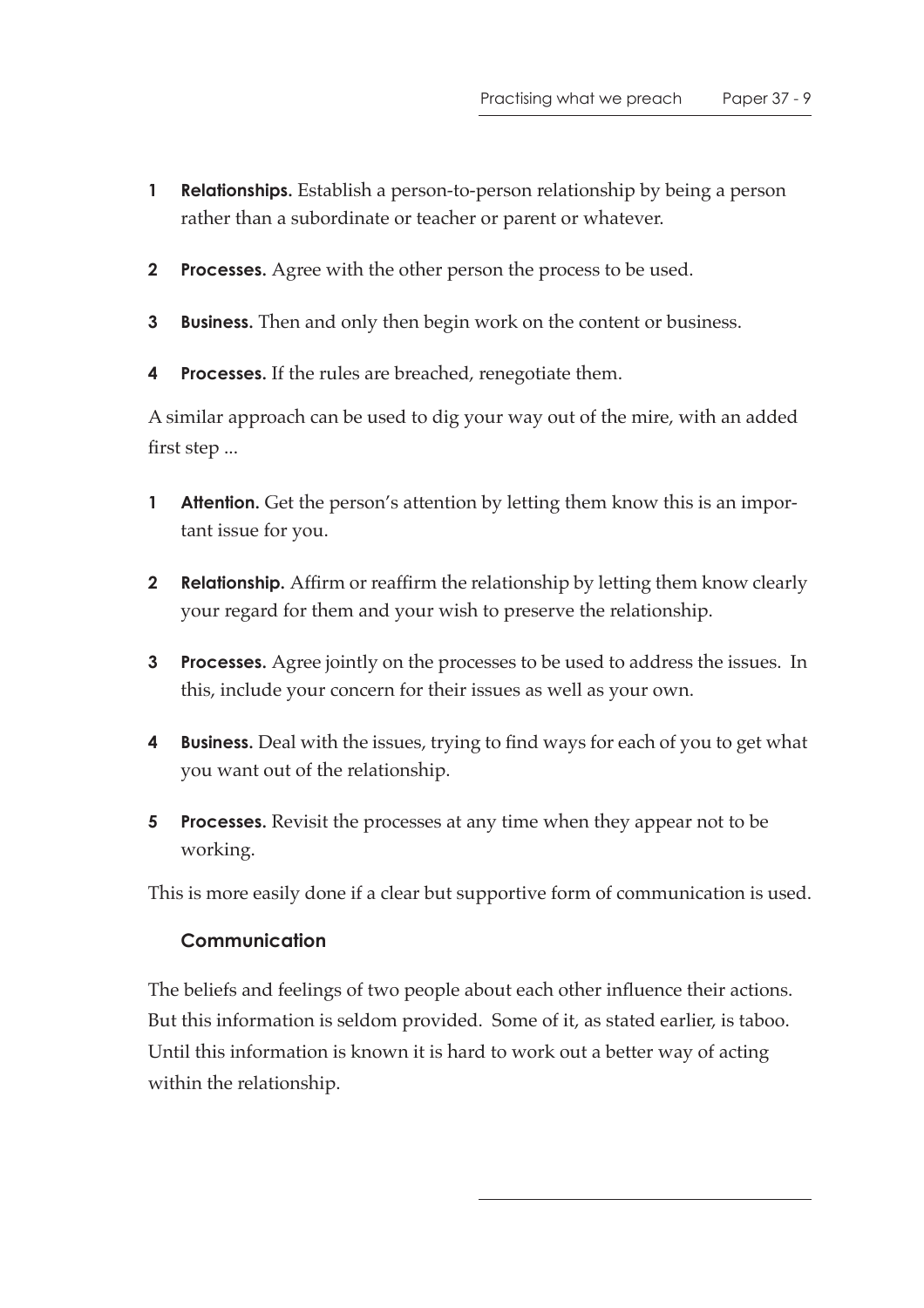1. **Relationships.** Establish a person-to-person relationship by being a person rather than a subordinate or teacher or parent or whatever.
2. **Processes.** Agree with the other person the process to be used.
3. **Business.** Then and only then begin work on the content or business.
4. **Processes.** If the rules are breached, renegotiate them.

A similar approach can be used to dig your way out of the mire, with an added first step ...

1. **Attention.** Get the person's attention by letting them know this is an important issue for you.
2. **Relationship.** Affirm or reaffirm the relationship by letting them know clearly your regard for them and your wish to preserve the relationship.
3. **Processes.** Agree jointly on the processes to be used to address the issues. In this, include your concern for their issues as well as your own.
4. **Business.** Deal with the issues, trying to find ways for each of you to get what you want out of the relationship.
5. **Processes.** Revisit the processes at any time when they appear not to be working.

This is more easily done if a clear but supportive form of communication is used.

### Communication

The beliefs and feelings of two people about each other influence their actions. But this information is seldom provided. Some of it, as stated earlier, is taboo. Until this information is known it is hard to work out a better way of acting within the relationship.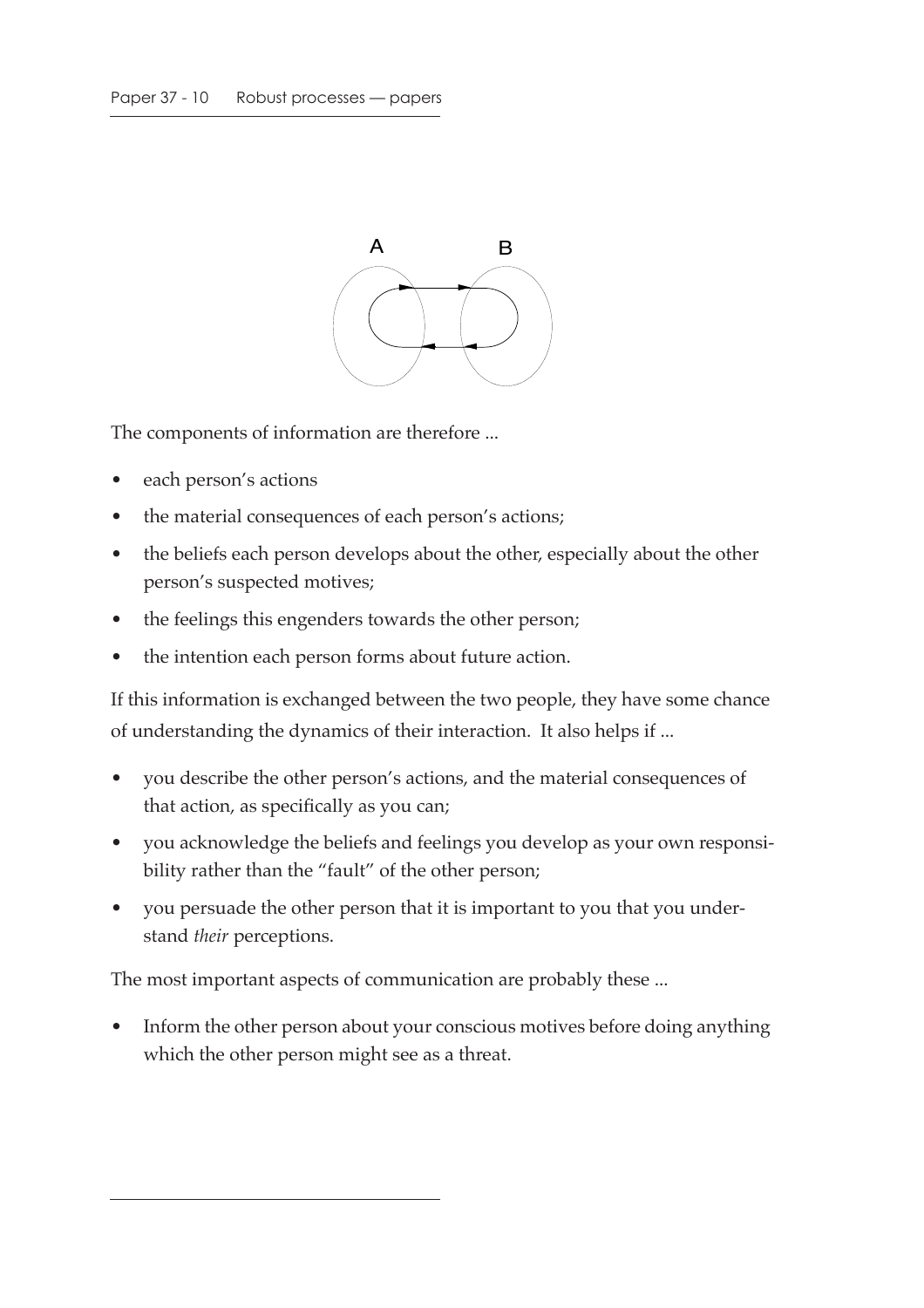The components of information are therefore ...

- each person's actions
- the material consequences of each person's actions;
- the beliefs each person develops about the other, especially about the other person's suspected motives;
- the feelings this engenders towards the other person;
- the intention each person forms about future action.

If this information is exchanged between the two people, they have some chance of understanding the dynamics of their interaction. It also helps if ...

- you describe the other person's actions, and the material consequences of that action, as specifically as you can;
- you acknowledge the beliefs and feelings you develop as your own responsibility rather than the "fault" of the other person;
- you persuade the other person that it is important to you that you understand *their* perceptions.

The most important aspects of communication are probably these ...

- Inform the other person about your conscious motives before doing anything which the other person might see as a threat.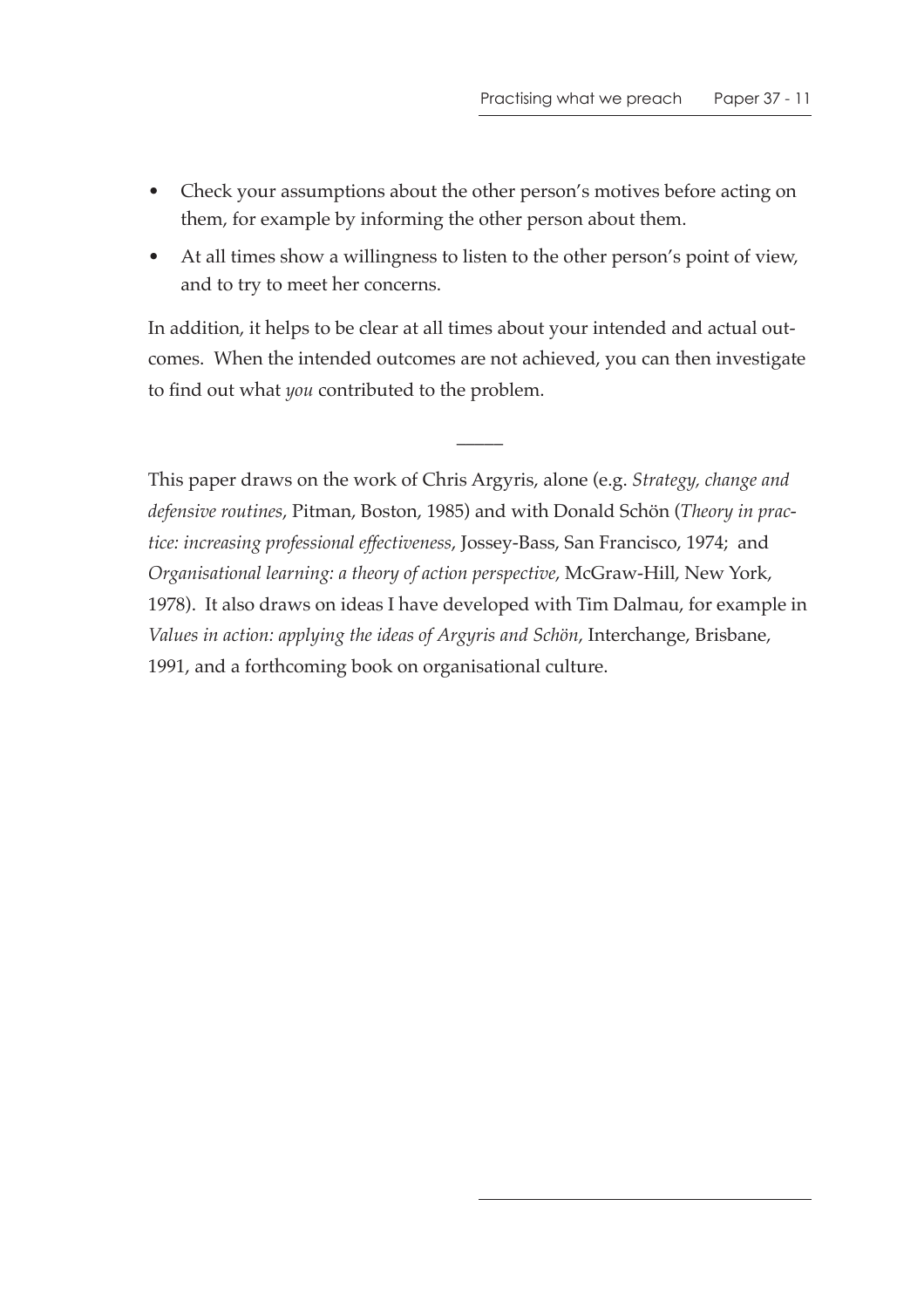- Check your assumptions about the other person's motives before acting on them, for example by informing the other person about them.
- At all times show a willingness to listen to the other person's point of view, and to try to meet her concerns.

In addition, it helps to be clear at all times about your intended and actual outcomes. When the intended outcomes are not achieved, you can then investigate to find out what *you* contributed to the problem.

—————

This paper draws on the work of Chris Argyris, alone (e.g. *Strategy, change and defensive routines*, Pitman, Boston, 1985) and with Donald Schön (*Theory in practice: increasing professional effectiveness*, Jossey-Bass, San Francisco, 1974; and *Organisational learning: a theory of action perspective*, McGraw-Hill, New York, 1978). It also draws on ideas I have developed with Tim Dalmau, for example in *Values in action: applying the ideas of Argyris and Schön*, Interchange, Brisbane, 1991, and a forthcoming book on organisational culture.